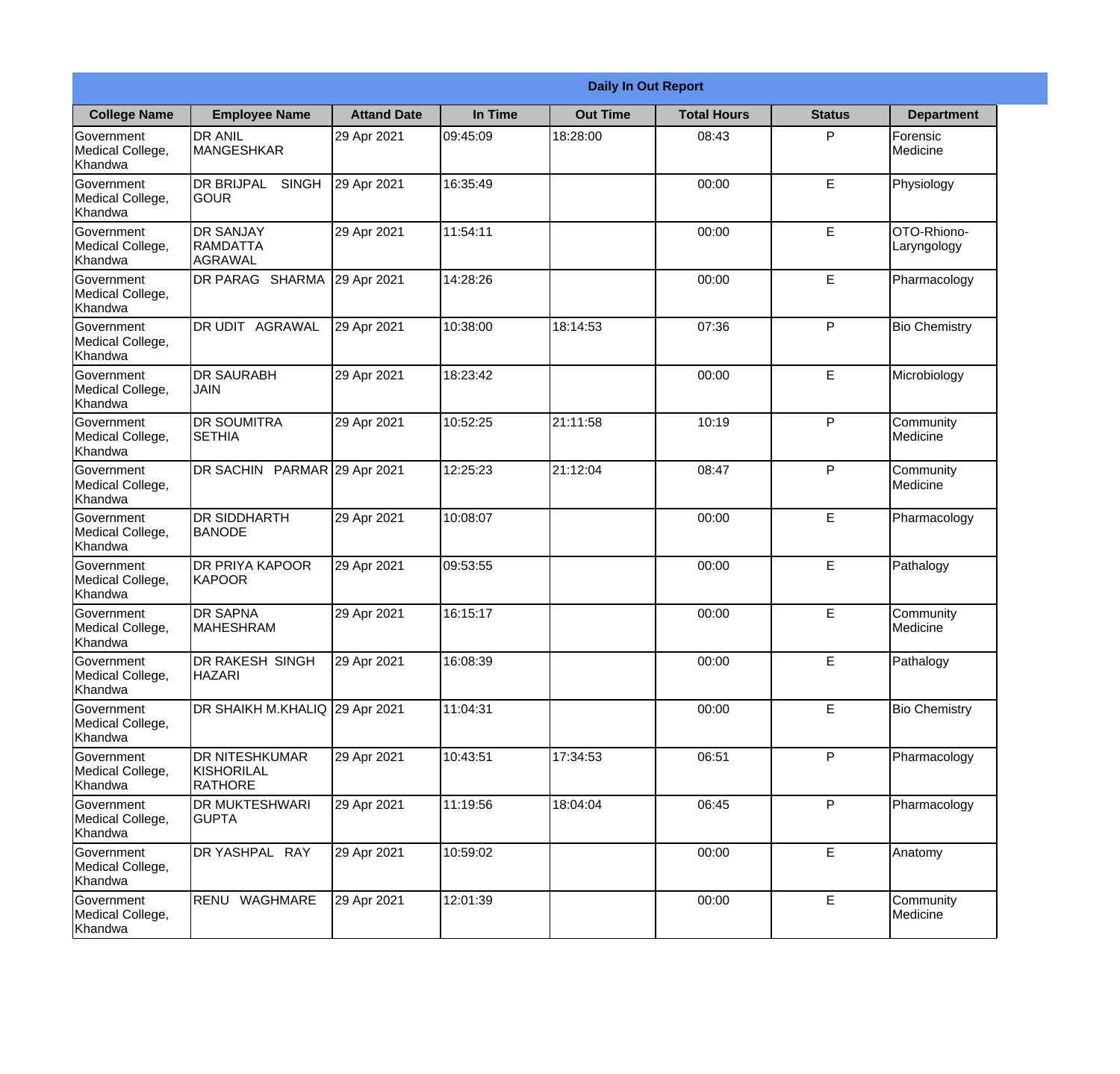# Daily In Out Report

| College Name | Employee Name | Attand Date | In Time | Out Time | Total Hours | Status | Department |
|---|---|---|---|---|---|---|---|
| Government Medical College, Khandwa | DR ANIL MANGESHKAR | 29 Apr 2021 | 09:45:09 | 18:28:00 | 08:43 | P | Forensic Medicine |
| Government Medical College, Khandwa | DR BRIJPAL SINGH GOUR | 29 Apr 2021 | 16:35:49 | | 00:00 | E | Physiology |
| Government Medical College, Khandwa | DR SANJAY RAMDATTA AGRAWAL | 29 Apr 2021 | 11:54:11 | | 00:00 | E | OTO-Rhiono-Laryngology |
| Government Medical College, Khandwa | DR PARAG SHARMA | 29 Apr 2021 | 14:28:26 | | 00:00 | E | Pharmacology |
| Government Medical College, Khandwa | DR UDIT AGRAWAL | 29 Apr 2021 | 10:38:00 | 18:14:53 | 07:36 | P | Bio Chemistry |
| Government Medical College, Khandwa | DR SAURABH JAIN | 29 Apr 2021 | 18:23:42 | | 00:00 | E | Microbiology |
| Government Medical College, Khandwa | DR SOUMITRA SETHIA | 29 Apr 2021 | 10:52:25 | 21:11:58 | 10:19 | P | Community Medicine |
| Government Medical College, Khandwa | DR SACHIN PARMAR | 29 Apr 2021 | 12:25:23 | 21:12:04 | 08:47 | P | Community Medicine |
| Government Medical College, Khandwa | DR SIDDHARTH BANODE | 29 Apr 2021 | 10:08:07 | | 00:00 | E | Pharmacology |
| Government Medical College, Khandwa | DR PRIYA KAPOOR KAPOOR | 29 Apr 2021 | 09:53:55 | | 00:00 | E | Pathalogy |
| Government Medical College, Khandwa | DR SAPNA MAHESHRAM | 29 Apr 2021 | 16:15:17 | | 00:00 | E | Community Medicine |
| Government Medical College, Khandwa | DR RAKESH SINGH HAZARI | 29 Apr 2021 | 16:08:39 | | 00:00 | E | Pathalogy |
| Government Medical College, Khandwa | DR SHAIKH M.KHALIQ | 29 Apr 2021 | 11:04:31 | | 00:00 | E | Bio Chemistry |
| Government Medical College, Khandwa | DR NITESHKUMAR KISHORILAL RATHORE | 29 Apr 2021 | 10:43:51 | 17:34:53 | 06:51 | P | Pharmacology |
| Government Medical College, Khandwa | DR MUKTESHWARI GUPTA | 29 Apr 2021 | 11:19:56 | 18:04:04 | 06:45 | P | Pharmacology |
| Government Medical College, Khandwa | DR YASHPAL RAY | 29 Apr 2021 | 10:59:02 | | 00:00 | E | Anatomy |
| Government Medical College, Khandwa | RENU WAGHMARE | 29 Apr 2021 | 12:01:39 | | 00:00 | E | Community Medicine |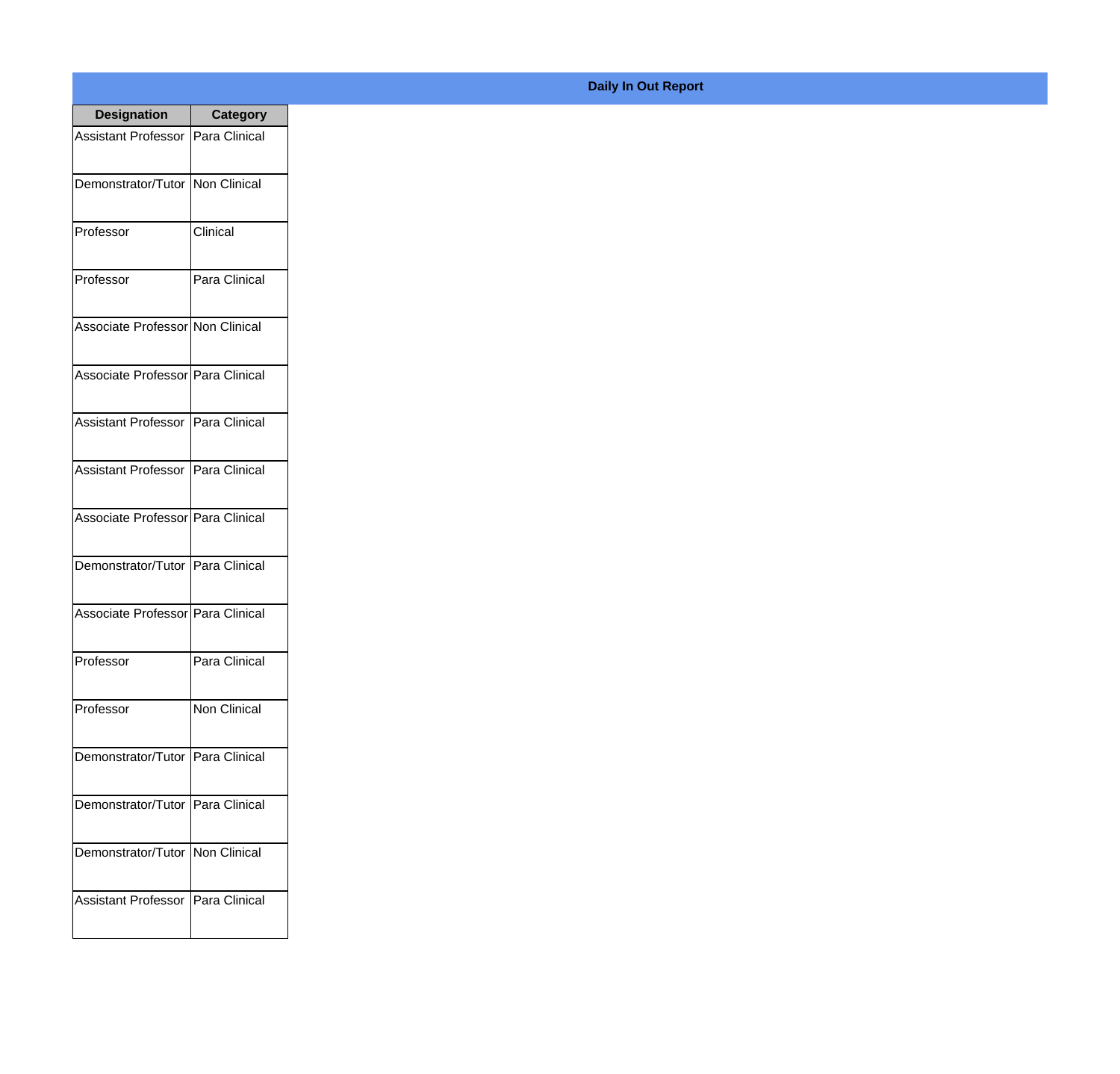**Daily In Out Report**

| Designation | Category |
| --- | --- |
| Assistant Professor | Para Clinical |
| Demonstrator/Tutor | Non Clinical |
| Professor | Clinical |
| Professor | Para Clinical |
| Associate Professor | Non Clinical |
| Associate Professor | Para Clinical |
| Assistant Professor | Para Clinical |
| Assistant Professor | Para Clinical |
| Associate Professor | Para Clinical |
| Demonstrator/Tutor | Para Clinical |
| Associate Professor | Para Clinical |
| Professor | Para Clinical |
| Professor | Non Clinical |
| Demonstrator/Tutor | Para Clinical |
| Demonstrator/Tutor | Para Clinical |
| Demonstrator/Tutor | Non Clinical |
| Assistant Professor | Para Clinical |